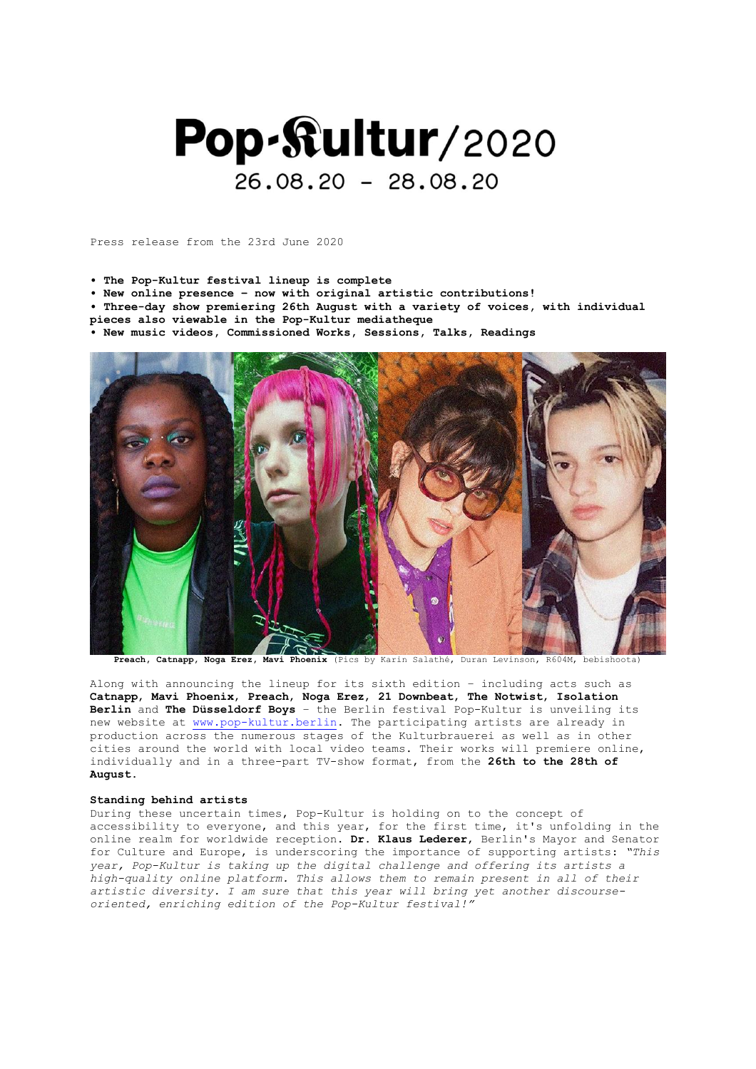# Pop-Kultur/2020

26.08.20 – 28.08.20

Press release from the 23rd June 2020

- **The Pop-Kultur festival lineup is complete**
- **New online presence – now with original artistic contributions!**
- **Three-day show premiering 26th August with a variety of voices, with individual pieces also viewable in the Pop-Kultur mediatheque**
- **New music videos, Commissioned Works, Sessions, Talks, Readings**

**Preach, Catnapp, Noga Erez, Mavi Phoenix** (Pics by Karin Salathé, Duran Levinson, R604M, bebishoota)

Along with announcing the lineup for its sixth edition – including acts such as **Catnapp, Mavi Phoenix, Preach, Noga Erez, 21 Downbeat, The Notwist, Isolation Berlin** and **The Düsseldorf Boys** – the Berlin festival Pop-Kultur is unveiling its new website at www.pop-kultur.berlin. The participating artists are already in production across the numerous stages of the Kulturbrauerei as well as in other cities around the world with local video teams. Their works will premiere online, individually and in a three-part TV-show format, from the **26th to the 28th of August.**

### Standing behind artists

During these uncertain times, Pop-Kultur is holding on to the concept of accessibility to everyone, and this year, for the first time, it's unfolding in the online realm for worldwide reception. **Dr. Klaus Lederer**, Berlin's Mayor and Senator for Culture and Europe, is underscoring the importance of supporting artists: *"This year, Pop-Kultur is taking up the digital challenge and offering its artists a high-quality online platform. This allows them to remain present in all of their artistic diversity. I am sure that this year will bring yet another discourse-oriented, enriching edition of the Pop-Kultur festival!"*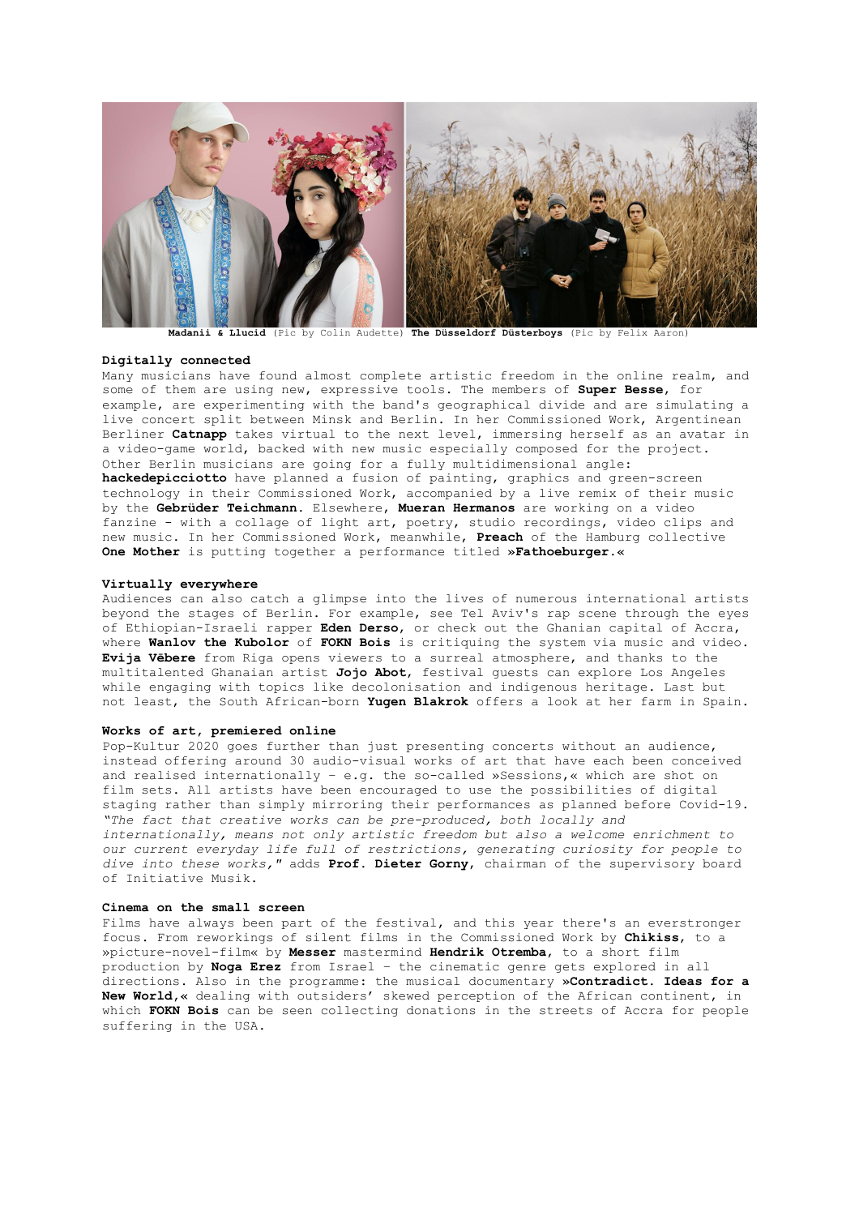**Madanii & Llucid** (Pic by Colin Audette) **The Düsseldorf Düsterboys** (Pic by Felix Aaron)

**Digitally connected**

Many musicians have found almost complete artistic freedom in the online realm, and some of them are using new, expressive tools. The members of **Super Besse**, for example, are experimenting with the band's geographical divide and are simulating a live concert split between Minsk and Berlin. In her Commissioned Work, Argentinean Berliner **Catnapp** takes virtual to the next level, immersing herself as an avatar in a video-game world, backed with new music especially composed for the project. Other Berlin musicians are going for a fully multidimensional angle: **hackedepicciotto** have planned a fusion of painting, graphics and green-screen technology in their Commissioned Work, accompanied by a live remix of their music by the **Gebrüder Teichmann**. Elsewhere, **Mueran Hermanos** are working on a video fanzine - with a collage of light art, poetry, studio recordings, video clips and new music. In her Commissioned Work, meanwhile, **Preach** of the Hamburg collective **One Mother** is putting together a performance titled **»Fathoeburger.«**

**Virtually everywhere**

Audiences can also catch a glimpse into the lives of numerous international artists beyond the stages of Berlin. For example, see Tel Aviv's rap scene through the eyes of Ethiopian-Israeli rapper **Eden Derso**, or check out the Ghanian capital of Accra, where **Wanlov the Kubolor** of **FOKN Bois** is critiquing the system via music and video. **Evija Vēbere** from Riga opens viewers to a surreal atmosphere, and thanks to the multitalented Ghanaian artist **Jojo Abot**, festival guests can explore Los Angeles while engaging with topics like decolonisation and indigenous heritage. Last but not least, the South African-born **Yugen Blakrok** offers a look at her farm in Spain.

**Works of art, premiered online**

Pop-Kultur 2020 goes further than just presenting concerts without an audience, instead offering around 30 audio-visual works of art that have each been conceived and realised internationally - e.g. the so-called »Sessions,« which are shot on film sets. All artists have been encouraged to use the possibilities of digital staging rather than simply mirroring their performances as planned before Covid-19. *"The fact that creative works can be pre-produced, both locally and internationally, means not only artistic freedom but also a welcome enrichment to our current everyday life full of restrictions, generating curiosity for people to dive into these works,"* adds **Prof. Dieter Gorny**, chairman of the supervisory board of Initiative Musik.

**Cinema on the small screen**

Films have always been part of the festival, and this year there's an everstronger focus. From reworkings of silent films in the Commissioned Work by **Chikiss**, to a »picture-novel-film« by **Messer** mastermind **Hendrik Otremba**, to a short film production by **Noga Erez** from Israel - the cinematic genre gets explored in all directions. Also in the programme: the musical documentary **»Contradict. Ideas for a New World,«** dealing with outsiders' skewed perception of the African continent, in which **FOKN Bois** can be seen collecting donations in the streets of Accra for people suffering in the USA.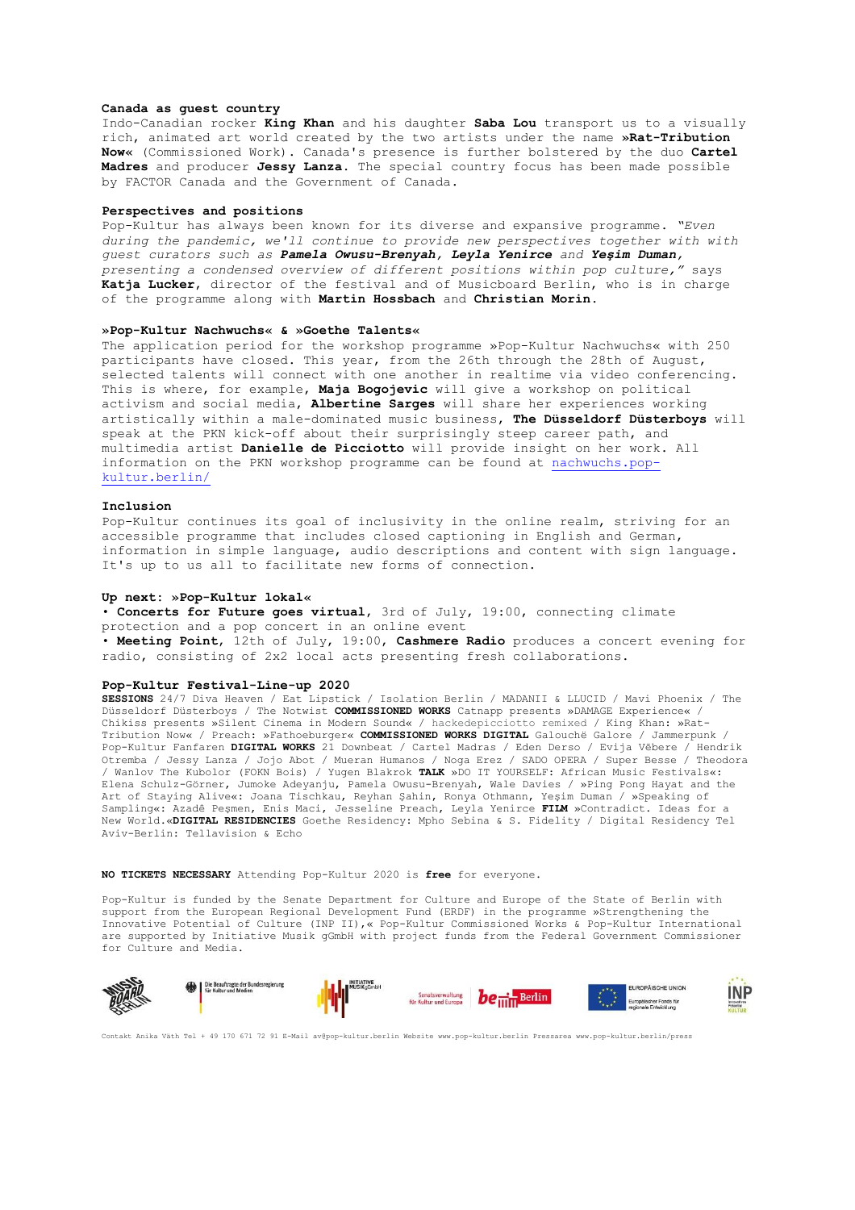### Canada as guest country

Indo-Canadian rocker **King Khan** and his daughter **Saba Lou** transport us to a visually rich, animated art world created by the two artists under the name **»Rat-Tribution Now«** (Commissioned Work). Canada's presence is further bolstered by the duo **Cartel Madres** and producer **Jessy Lanza**. The special country focus has been made possible by FACTOR Canada and the Government of Canada.

### Perspectives and positions

Pop-Kultur has always been known for its diverse and expansive programme. *"Even during the pandemic, we'll continue to provide new perspectives together with with guest curators such as* ***Pamela Owusu-Brenyah, Leyla Yenirce*** *and* ***Yeşim Duman****, presenting a condensed overview of different positions within pop culture,"* says **Katja Lucker**, director of the festival and of Musicboard Berlin, who is in charge of the programme along with **Martin Hossbach** and **Christian Morin**.

### »Pop-Kultur Nachwuchs« & »Goethe Talents«

The application period for the workshop programme »Pop-Kultur Nachwuchs« with 250 participants have closed. This year, from the 26th through the 28th of August, selected talents will connect with one another in realtime via video conferencing. This is where, for example, **Maja Bogojevic** will give a workshop on political activism and social media, **Albertine Sarges** will share her experiences working artistically within a male-dominated music business, **The Düsseldorf Düsterboys** will speak at the PKN kick-off about their surprisingly steep career path, and multimedia artist **Danielle de Picciotto** will provide insight on her work. All information on the PKN workshop programme can be found at nachwuchs.pop-kultur.berlin/

### Inclusion

Pop-Kultur continues its goal of inclusivity in the online realm, striving for an accessible programme that includes closed captioning in English and German, information in simple language, audio descriptions and content with sign language. It's up to us all to facilitate new forms of connection.

### Up next: »Pop-Kultur lokal«

- **Concerts for Future goes virtual**, 3rd of July, 19:00, connecting climate protection and a pop concert in an online event
- **Meeting Point**, 12th of July, 19:00, **Cashmere Radio** produces a concert evening for radio, consisting of 2x2 local acts presenting fresh collaborations.

### Pop-Kultur Festival-Line-up 2020

**SESSIONS** 24/7 Diva Heaven / Eat Lipstick / Isolation Berlin / MADANII & LLUCID / Mavi Phoenix / The Düsseldorf Düsterboys / The Notwist **COMMISSIONED WORKS** Catnapp presents »DAMAGE Experience« / Chikiss presents »Silent Cinema in Modern Sound« / hackedepicciotto remixed / King Khan: »Rat-Tribution Now« / Preach: »Fathoeburger« **COMMISSIONED WORKS DIGITAL** Galouchë Galore / Jammerpunk / Pop-Kultur Fanfaren **DIGITAL WORKS** 21 Downbeat / Cartel Madras / Eden Derso / Evija Vēbere / Hendrik Otremba / Jessy Lanza / Jojo Abot / Mueran Humanos / Noga Erez / SADO OPERA / Super Besse / Theodora / Wanlov The Kubolor (FOKN Bois) / Yugen Blakrok **TALK** »DO IT YOURSELF: African Music Festivals«: Elena Schulz-Görner, Jumoke Adeyanju, Pamela Owusu-Brenyah, Wale Davies / »Ping Pong Hayat and the Art of Staying Alive«: Joana Tischkau, Reyhan Şahin, Ronya Othmann, Yeşim Duman / »Speaking of Sampling«: Azadê Peşmen, Enis Maci, Jesseline Preach, Leyla Yenirce **FILM** »Contradict. Ideas for a New World.«**DIGITAL RESIDENCIES** Goethe Residency: Mpho Sebina & S. Fidelity / Digital Residency Tel Aviv-Berlin: Tellavision & Echo

**NO TICKETS NECESSARY** Attending Pop-Kultur 2020 is **free** for everyone.

Pop-Kultur is funded by the Senate Department for Culture and Europe of the State of Berlin with support from the European Regional Development Fund (ERDF) in the programme »Strengthening the Innovative Potential of Culture (INP II),« Pop-Kultur Commissioned Works & Pop-Kultur International are supported by Initiative Musik gGmbH with project funds from the Federal Government Commissioner for Culture and Media.

Contakt Anika Väth Tel + 49 170 671 72 91 E-Mail av@pop-kultur.berlin Website www.pop-kultur.berlin Pressarea www.pop-kultur.berlin/press